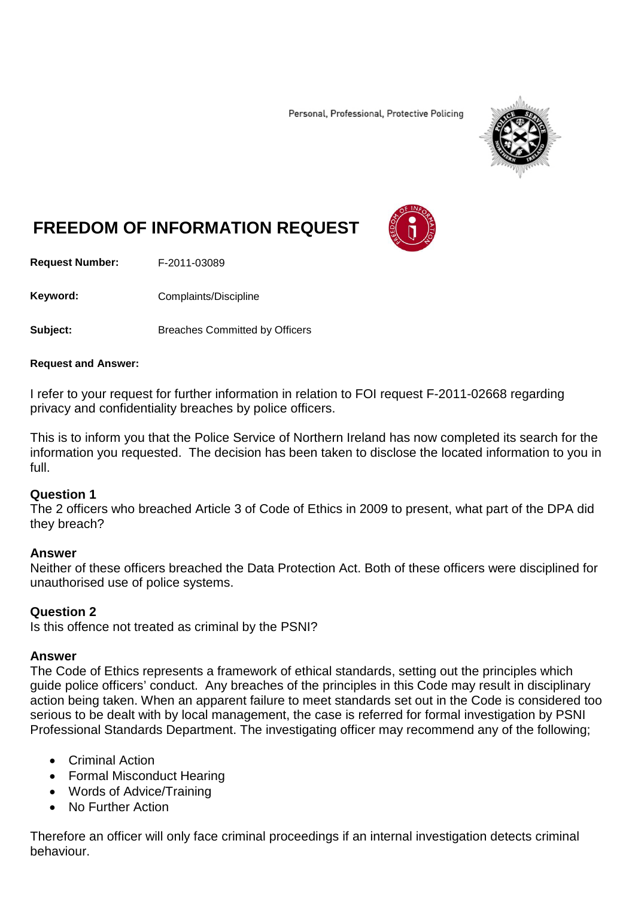Personal, Professional, Protective Policing

# FREEDOM OF INFORMATION REQUEST

**Request Number:** F-2011-03089

**Keyword:** Complaints/Discipline

**Subject:** Breaches Committed by Officers

**Request and Answer:**

I refer to your request for further information in relation to FOI request F-2011-02668 regarding privacy and confidentiality breaches by police officers.

This is to inform you that the Police Service of Northern Ireland has now completed its search for the information you requested. The decision has been taken to disclose the located information to you in full.

**Question 1**
The 2 officers who breached Article 3 of Code of Ethics in 2009 to present, what part of the DPA did they breach?

**Answer**
Neither of these officers breached the Data Protection Act. Both of these officers were disciplined for unauthorised use of police systems.

**Question 2**
Is this offence not treated as criminal by the PSNI?

**Answer**
The Code of Ethics represents a framework of ethical standards, setting out the principles which guide police officers' conduct. Any breaches of the principles in this Code may result in disciplinary action being taken. When an apparent failure to meet standards set out in the Code is considered too serious to be dealt with by local management, the case is referred for formal investigation by PSNI Professional Standards Department. The investigating officer may recommend any of the following;

- Criminal Action
- Formal Misconduct Hearing
- Words of Advice/Training
- No Further Action

Therefore an officer will only face criminal proceedings if an internal investigation detects criminal behaviour.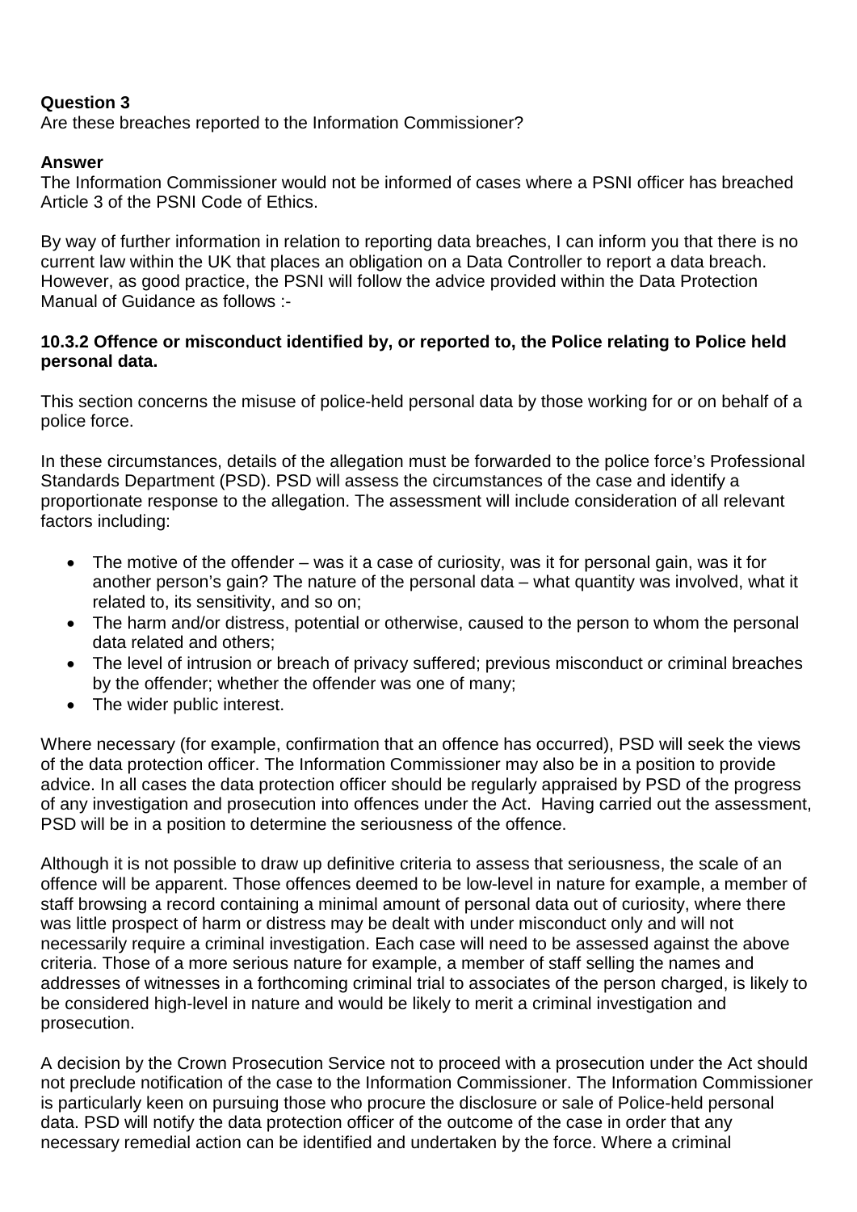**Question 3**
Are these breaches reported to the Information Commissioner?

**Answer**
The Information Commissioner would not be informed of cases where a PSNI officer has breached Article 3 of the PSNI Code of Ethics.

By way of further information in relation to reporting data breaches, I can inform you that there is no current law within the UK that places an obligation on a Data Controller to report a data breach. However, as good practice, the PSNI will follow the advice provided within the Data Protection Manual of Guidance as follows :-

**10.3.2 Offence or misconduct identified by, or reported to, the Police relating to Police held personal data.**

This section concerns the misuse of police-held personal data by those working for or on behalf of a police force.

In these circumstances, details of the allegation must be forwarded to the police force's Professional Standards Department (PSD). PSD will assess the circumstances of the case and identify a proportionate response to the allegation. The assessment will include consideration of all relevant factors including:

- The motive of the offender – was it a case of curiosity, was it for personal gain, was it for another person's gain? The nature of the personal data – what quantity was involved, what it related to, its sensitivity, and so on;
- The harm and/or distress, potential or otherwise, caused to the person to whom the personal data related and others;
- The level of intrusion or breach of privacy suffered; previous misconduct or criminal breaches by the offender; whether the offender was one of many;
- The wider public interest.

Where necessary (for example, confirmation that an offence has occurred), PSD will seek the views of the data protection officer. The Information Commissioner may also be in a position to provide advice. In all cases the data protection officer should be regularly appraised by PSD of the progress of any investigation and prosecution into offences under the Act. Having carried out the assessment, PSD will be in a position to determine the seriousness of the offence.

Although it is not possible to draw up definitive criteria to assess that seriousness, the scale of an offence will be apparent. Those offences deemed to be low-level in nature for example, a member of staff browsing a record containing a minimal amount of personal data out of curiosity, where there was little prospect of harm or distress may be dealt with under misconduct only and will not necessarily require a criminal investigation. Each case will need to be assessed against the above criteria. Those of a more serious nature for example, a member of staff selling the names and addresses of witnesses in a forthcoming criminal trial to associates of the person charged, is likely to be considered high-level in nature and would be likely to merit a criminal investigation and prosecution.

A decision by the Crown Prosecution Service not to proceed with a prosecution under the Act should not preclude notification of the case to the Information Commissioner. The Information Commissioner is particularly keen on pursuing those who procure the disclosure or sale of Police-held personal data. PSD will notify the data protection officer of the outcome of the case in order that any necessary remedial action can be identified and undertaken by the force. Where a criminal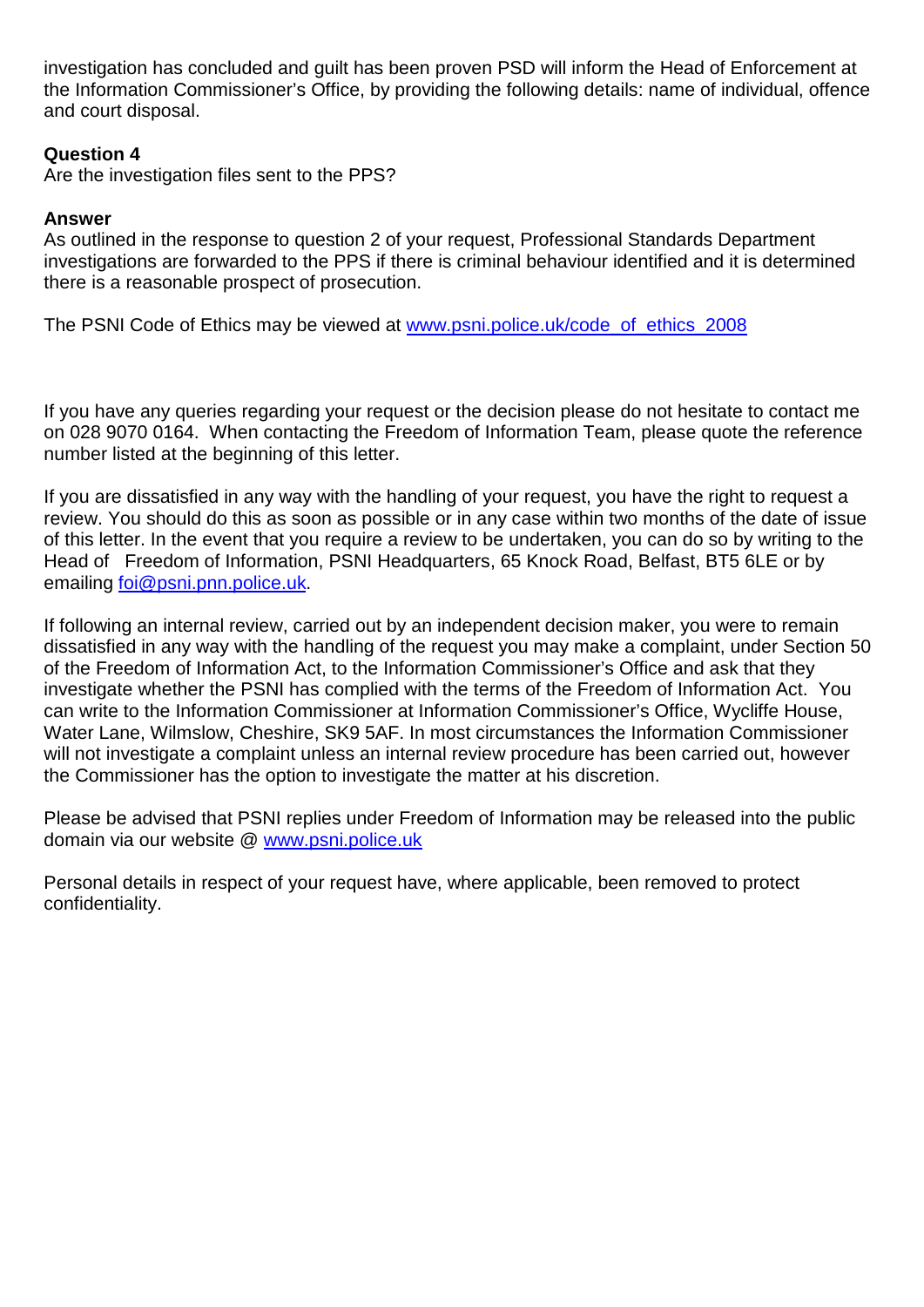investigation has concluded and guilt has been proven PSD will inform the Head of Enforcement at the Information Commissioner's Office, by providing the following details: name of individual, offence and court disposal.

**Question 4**
Are the investigation files sent to the PPS?

**Answer**
As outlined in the response to question 2 of your request, Professional Standards Department investigations are forwarded to the PPS if there is criminal behaviour identified and it is determined there is a reasonable prospect of prosecution.

The PSNI Code of Ethics may be viewed at [www.psni.police.uk/code_of_ethics_2008](www.psni.police.uk/code_of_ethics_2008)

If you have any queries regarding your request or the decision please do not hesitate to contact me on 028 9070 0164. When contacting the Freedom of Information Team, please quote the reference number listed at the beginning of this letter.

If you are dissatisfied in any way with the handling of your request, you have the right to request a review. You should do this as soon as possible or in any case within two months of the date of issue of this letter. In the event that you require a review to be undertaken, you can do so by writing to the Head of Freedom of Information, PSNI Headquarters, 65 Knock Road, Belfast, BT5 6LE or by emailing [foi@psni.pnn.police.uk](mailto:foi@psni.pnn.police.uk).

If following an internal review, carried out by an independent decision maker, you were to remain dissatisfied in any way with the handling of the request you may make a complaint, under Section 50 of the Freedom of Information Act, to the Information Commissioner's Office and ask that they investigate whether the PSNI has complied with the terms of the Freedom of Information Act. You can write to the Information Commissioner at Information Commissioner's Office, Wycliffe House, Water Lane, Wilmslow, Cheshire, SK9 5AF. In most circumstances the Information Commissioner will not investigate a complaint unless an internal review procedure has been carried out, however the Commissioner has the option to investigate the matter at his discretion.

Please be advised that PSNI replies under Freedom of Information may be released into the public domain via our website @ [www.psni.police.uk](www.psni.police.uk)

Personal details in respect of your request have, where applicable, been removed to protect confidentiality.